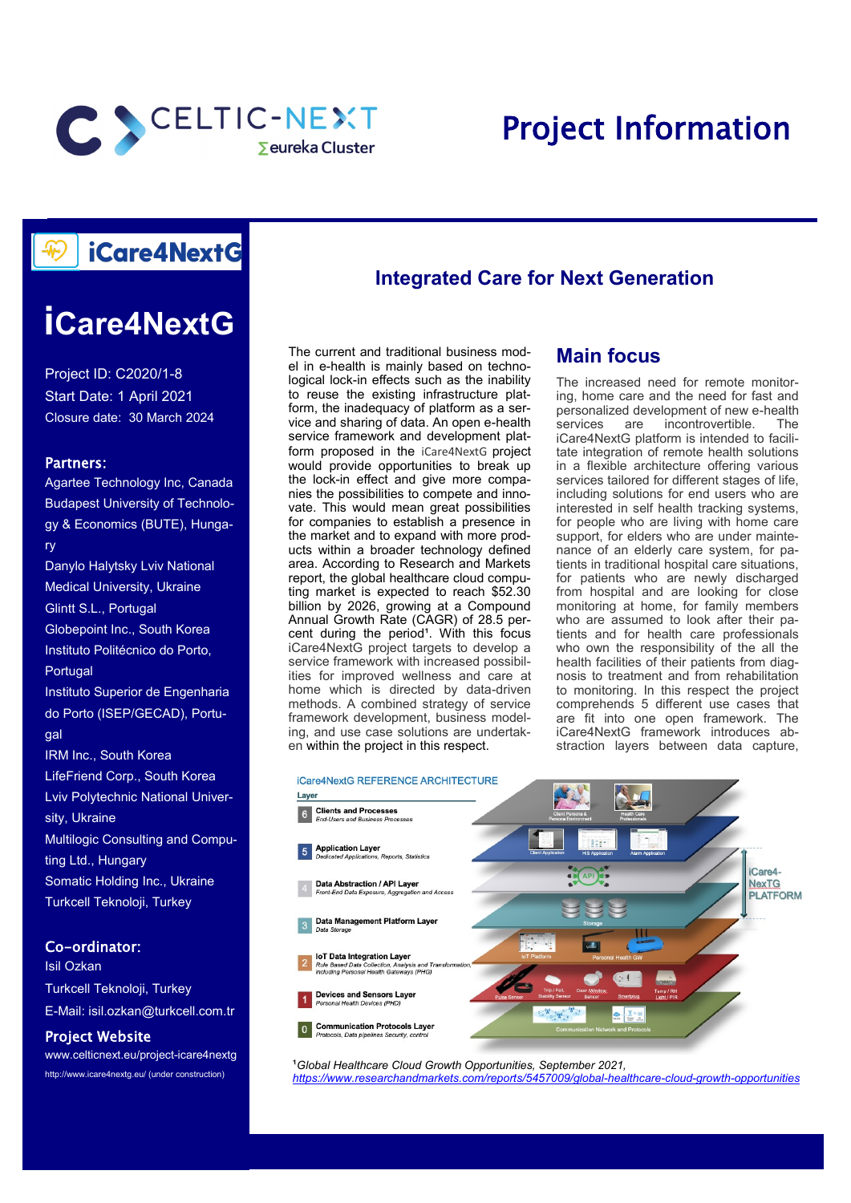# Project Information

## iCare4NextG

Project ID: C2020/1-8
Start Date: 1 April 2021
Closure date: 30 March 2024

### Partners:

Agartee Technology Inc, Canada
Budapest University of Technology & Economics (BUTE), Hungary
Danylo Halytsky Lviv National Medical University, Ukraine
Glintt S.L., Portugal
Globepoint Inc., South Korea
Instituto Politécnico do Porto, Portugal
Instituto Superior de Engenharia do Porto (ISEP/GECAD), Portugal
IRM Inc., South Korea
LifeFriend Corp., South Korea
Lviv Polytechnic National University, Ukraine
Multilogic Consulting and Computing Ltd., Hungary
Somatic Holding Inc., Ukraine
Turkcell Teknoloji, Turkey

### Co-ordinator:

Isil Ozkan
Turkcell Teknoloji, Turkey
E-Mail: isil.ozkan@turkcell.com.tr

### Project Website

www.celticnext.eu/project-icare4nextg
http://www.icare4nextg.eu/ (under construction)

## Integrated Care for Next Generation

The current and traditional business model in e-health is mainly based on technological lock-in effects such as the inability to reuse the existing infrastructure platform, the inadequacy of platform as a service and sharing of data. An open e-health service framework and development platform proposed in the iCare4NextG project would provide opportunities to break up the lock-in effect and give more companies the possibilities to compete and innovate. This would mean great possibilities for companies to establish a presence in the market and to expand with more products within a broader technology defined area. According to Research and Markets report, the global healthcare cloud computing market is expected to reach $52.30 billion by 2026, growing at a Compound Annual Growth Rate (CAGR) of 28.5 percent during the period[1]. With this focus iCare4NextG project targets to develop a service framework with increased possibilities for improved wellness and care at home which is directed by data-driven methods. A combined strategy of service framework development, business modeling, and use case solutions are undertaken within the project in this respect.

## Main focus

The increased need for remote monitoring, home care and the need for fast and personalized development of new e-health services are incontrovertible. The iCare4NextG platform is intended to facilitate integration of remote health solutions in a flexible architecture offering various services tailored for different stages of life, including solutions for end users who are interested in self health tracking systems, for people who are living with home care support, for elders who are under maintenance of an elderly care system, for patients in traditional hospital care situations, for patients who are newly discharged from hospital and are looking for close monitoring at home, for family members who are assumed to look after their patients and for health care professionals who own the responsibility of the all the health facilities of their patients from diagnosis to treatment and from rehabilitation to monitoring. In this respect the project comprehends 5 different use cases that are fit into one open framework. The iCare4NextG framework introduces abstraction layers between data capture,

iCare4NextG REFERENCE ARCHITECTURE

| Layer | Name | Description |
|---|---|---|
| 6 | Clients and Processes | End-Users and Business Processes |
| 5 | Application Layer | Dedicated Applications, Reports, Statistics |
| 4 | Data Abstraction / API Layer | Front-End Data Exposure, Aggregation and Access |
| 3 | Data Management Platform Layer | Data Storage |
| 2 | IoT Data Integration Layer | Rule Based Data Collection, Analysis and Transformation, including Personal Health Gateways (PHG) |
| 1 | Devices and Sensors Layer | Personal Health Devices (PHD) |
| 0 | Communication Protocols Layer | Protocols, Data pipelines Security, control |

iCare4-NexTG PLATFORM

[1] *Global Healthcare Cloud Growth Opportunities, September 2021,* https://www.researchandmarkets.com/reports/5457009/global-healthcare-cloud-growth-opportunities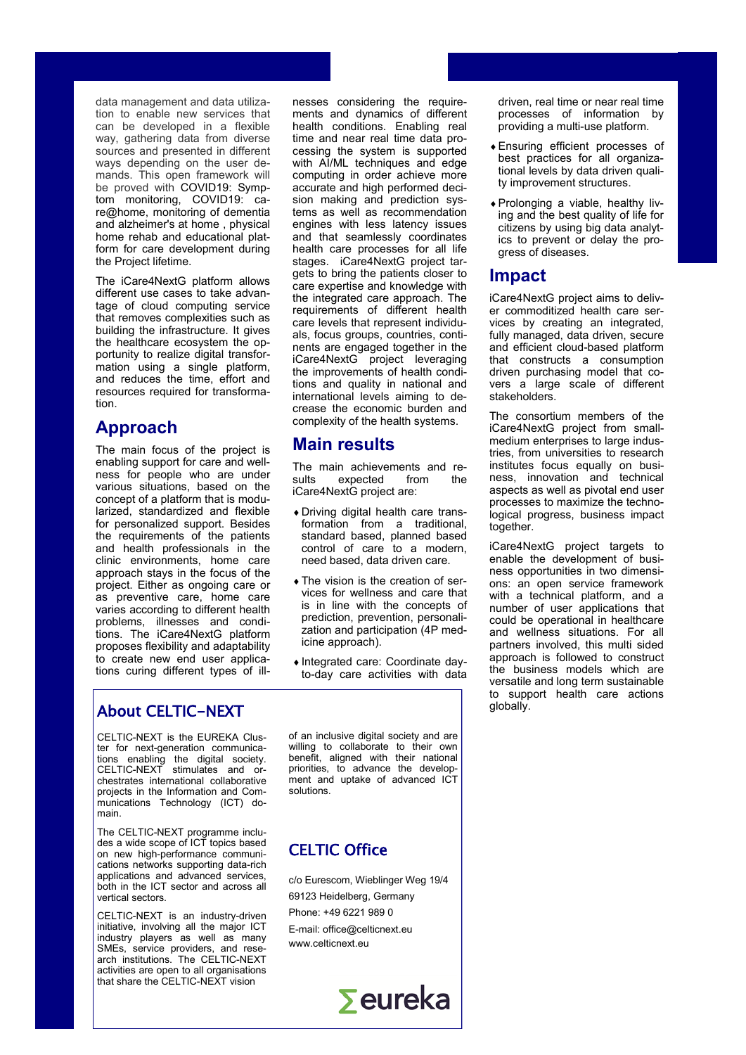data management and data utilization to enable new services that can be developed in a flexible way, gathering data from diverse sources and presented in different ways depending on the user demands. This open framework will be proved with COVID19: Symptom monitoring, COVID19: care@home, monitoring of dementia and alzheimer's at home , physical home rehab and educational platform for care development during the Project lifetime.

The iCare4NextG platform allows different use cases to take advantage of cloud computing service that removes complexities such as building the infrastructure. It gives the healthcare ecosystem the opportunity to realize digital transformation using a single platform, and reduces the time, effort and resources required for transformation.

## Approach

The main focus of the project is enabling support for care and wellness for people who are under various situations, based on the concept of a platform that is modularized, standardized and flexible for personalized support. Besides the requirements of the patients and health professionals in the clinic environments, home care approach stays in the focus of the project. Either as ongoing care or as preventive care, home care varies according to different health problems, illnesses and conditions. The iCare4NextG platform proposes flexibility and adaptability to create new end user applications curing different types of illnesses considering the requirements and dynamics of different health conditions. Enabling real time and near real time data processing the system is supported with AI/ML techniques and edge computing in order achieve more accurate and high performed decision making and prediction systems as well as recommendation engines with less latency issues and that seamlessly coordinates health care processes for all life stages. iCare4NextG project targets to bring the patients closer to care expertise and knowledge with the integrated care approach. The requirements of different health care levels that represent individuals, focus groups, countries, continents are engaged together in the iCare4NextG project leveraging the improvements of health conditions and quality in national and international levels aiming to decrease the economic burden and complexity of the health systems.

## Main results

The main achievements and results expected from the iCare4NextG project are:

- Driving digital health care transformation from a traditional, standard based, planned based control of care to a modern, need based, data driven care.
- The vision is the creation of services for wellness and care that is in line with the concepts of prediction, prevention, personalization and participation (4P medicine approach).
- Integrated care: Coordinate day-to-day care activities with data driven, real time or near real time processes of information by providing a multi-use platform.
- Ensuring efficient processes of best practices for all organizational levels by data driven quality improvement structures.
- Prolonging a viable, healthy living and the best quality of life for citizens by using big data analytics to prevent or delay the progress of diseases.

## Impact

iCare4NextG project aims to deliver commoditized health care services by creating an integrated, fully managed, data driven, secure and efficient cloud-based platform that constructs a consumption driven purchasing model that covers a large scale of different stakeholders.

The consortium members of the iCare4NextG project from small-medium enterprises to large industries, from universities to research institutes focus equally on business, innovation and technical aspects as well as pivotal end user processes to maximize the technological progress, business impact together.

iCare4NextG project targets to enable the development of business opportunities in two dimensions: an open service framework with a technical platform, and a number of user applications that could be operational in healthcare and wellness situations. For all partners involved, this multi sided approach is followed to construct the business models which are versatile and long term sustainable to support health care actions globally.

## About CELTIC-NEXT

CELTIC-NEXT is the EUREKA Cluster for next-generation communications enabling the digital society. CELTIC-NEXT stimulates and orchestrates international collaborative projects in the Information and Communications Technology (ICT) domain.

The CELTIC-NEXT programme includes a wide scope of ICT topics based on new high-performance communications networks supporting data-rich applications and advanced services, both in the ICT sector and across all vertical sectors.

CELTIC-NEXT is an industry-driven initiative, involving all the major ICT industry players as well as many SMEs, service providers, and research institutions. The CELTIC-NEXT activities are open to all organisations that share the CELTIC-NEXT vision of an inclusive digital society and are willing to collaborate to their own benefit, aligned with their national priorities, to advance the development and uptake of advanced ICT solutions.

## CELTIC Office

c/o Eurescom, Wieblinger Weg 19/4

69123 Heidelberg, Germany

Phone: +49 6221 989 0

E-mail: office@celticnext.eu

www.celticnext.eu

Σeureka